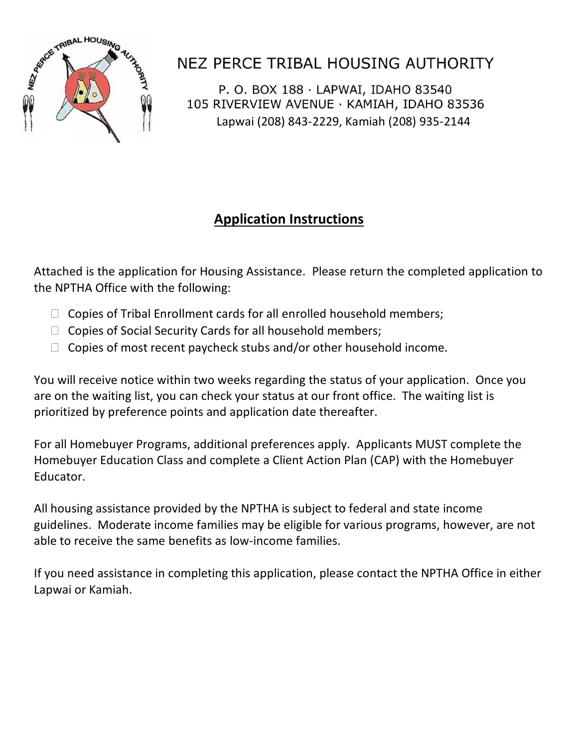# NEZ PERCE TRIBAL HOUSING AUTHORITY

P. O. BOX 188 · LAPWAI, IDAHO 83540
105 RIVERVIEW AVENUE · KAMIAH, IDAHO 83536
Lapwai (208) 843-2229, Kamiah (208) 935-2144

## Application Instructions

Attached is the application for Housing Assistance. Please return the completed application to the NPTHA Office with the following:

- ☐ Copies of Tribal Enrollment cards for all enrolled household members;
- ☐ Copies of Social Security Cards for all household members;
- ☐ Copies of most recent paycheck stubs and/or other household income.

You will receive notice within two weeks regarding the status of your application. Once you are on the waiting list, you can check your status at our front office. The waiting list is prioritized by preference points and application date thereafter.

For all Homebuyer Programs, additional preferences apply. Applicants MUST complete the Homebuyer Education Class and complete a Client Action Plan (CAP) with the Homebuyer Educator.

All housing assistance provided by the NPTHA is subject to federal and state income guidelines. Moderate income families may be eligible for various programs, however, are not able to receive the same benefits as low-income families.

If you need assistance in completing this application, please contact the NPTHA Office in either Lapwai or Kamiah.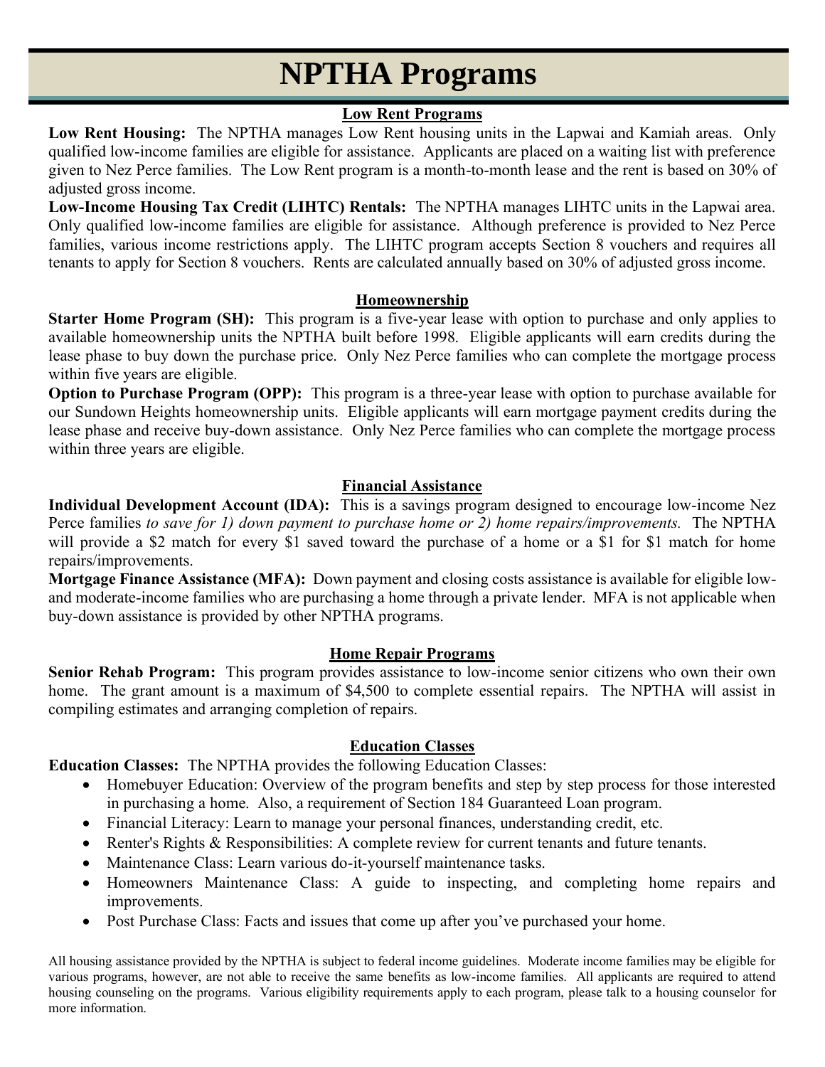# NPTHA Programs

## Low Rent Programs

**Low Rent Housing:** The NPTHA manages Low Rent housing units in the Lapwai and Kamiah areas. Only qualified low-income families are eligible for assistance. Applicants are placed on a waiting list with preference given to Nez Perce families. The Low Rent program is a month-to-month lease and the rent is based on 30% of adjusted gross income.

**Low-Income Housing Tax Credit (LIHTC) Rentals:** The NPTHA manages LIHTC units in the Lapwai area. Only qualified low-income families are eligible for assistance. Although preference is provided to Nez Perce families, various income restrictions apply. The LIHTC program accepts Section 8 vouchers and requires all tenants to apply for Section 8 vouchers. Rents are calculated annually based on 30% of adjusted gross income.

## Homeownership

**Starter Home Program (SH):** This program is a five-year lease with option to purchase and only applies to available homeownership units the NPTHA built before 1998. Eligible applicants will earn credits during the lease phase to buy down the purchase price. Only Nez Perce families who can complete the mortgage process within five years are eligible.

**Option to Purchase Program (OPP):** This program is a three-year lease with option to purchase available for our Sundown Heights homeownership units. Eligible applicants will earn mortgage payment credits during the lease phase and receive buy-down assistance. Only Nez Perce families who can complete the mortgage process within three years are eligible.

## Financial Assistance

**Individual Development Account (IDA):** This is a savings program designed to encourage low-income Nez Perce families *to save for 1) down payment to purchase home or 2) home repairs/improvements.* The NPTHA will provide a $2 match for every $1 saved toward the purchase of a home or a $1 for $1 match for home repairs/improvements.

**Mortgage Finance Assistance (MFA):** Down payment and closing costs assistance is available for eligible low- and moderate-income families who are purchasing a home through a private lender. MFA is not applicable when buy-down assistance is provided by other NPTHA programs.

## Home Repair Programs

**Senior Rehab Program:** This program provides assistance to low-income senior citizens who own their own home. The grant amount is a maximum of $4,500 to complete essential repairs. The NPTHA will assist in compiling estimates and arranging completion of repairs.

## Education Classes

**Education Classes:** The NPTHA provides the following Education Classes:

- Homebuyer Education: Overview of the program benefits and step by step process for those interested in purchasing a home. Also, a requirement of Section 184 Guaranteed Loan program.
- Financial Literacy: Learn to manage your personal finances, understanding credit, etc.
- Renter's Rights & Responsibilities: A complete review for current tenants and future tenants.
- Maintenance Class: Learn various do-it-yourself maintenance tasks.
- Homeowners Maintenance Class: A guide to inspecting, and completing home repairs and improvements.
- Post Purchase Class: Facts and issues that come up after you've purchased your home.

All housing assistance provided by the NPTHA is subject to federal income guidelines. Moderate income families may be eligible for various programs, however, are not able to receive the same benefits as low-income families. All applicants are required to attend housing counseling on the programs. Various eligibility requirements apply to each program, please talk to a housing counselor for more information.